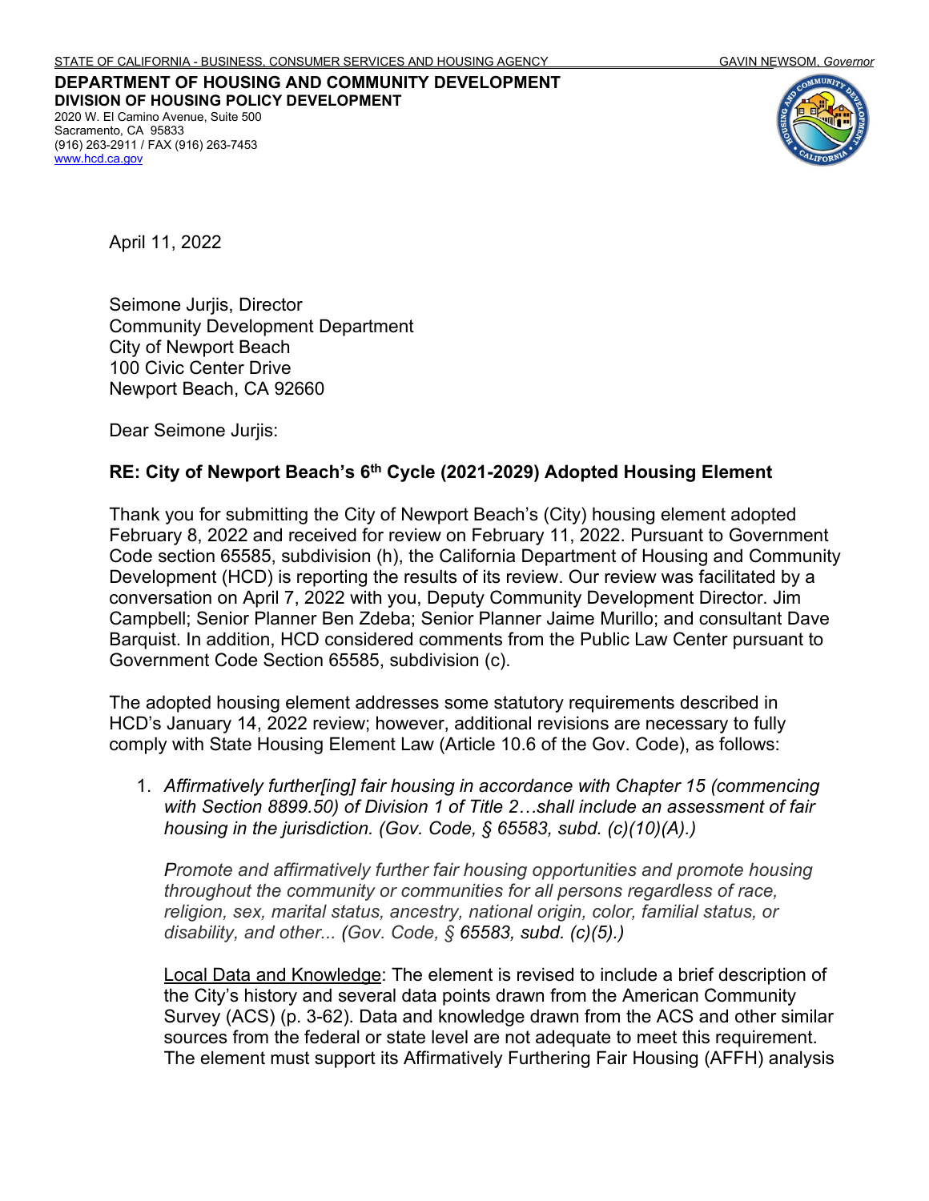STATE OF CALIFORNIA - BUSINESS, CONSUMER SERVICES AND HOUSING AGENCY GAVIN NEWSOM, *Governor*

**DEPARTMENT OF HOUSING AND COMMUNITY DEVELOPMENT**
**DIVISION OF HOUSING POLICY DEVELOPMENT**
2020 W. El Camino Avenue, Suite 500
Sacramento, CA 95833
(916) 263-2911 / FAX (916) 263-7453
www.hcd.ca.gov

April 11, 2022

Seimone Jurjis, Director
Community Development Department
City of Newport Beach
100 Civic Center Drive
Newport Beach, CA 92660

Dear Seimone Jurjis:

**RE: City of Newport Beach's 6th Cycle (2021-2029) Adopted Housing Element**

Thank you for submitting the City of Newport Beach's (City) housing element adopted February 8, 2022 and received for review on February 11, 2022. Pursuant to Government Code section 65585, subdivision (h), the California Department of Housing and Community Development (HCD) is reporting the results of its review. Our review was facilitated by a conversation on April 7, 2022 with you, Deputy Community Development Director. Jim Campbell; Senior Planner Ben Zdeba; Senior Planner Jaime Murillo; and consultant Dave Barquist. In addition, HCD considered comments from the Public Law Center pursuant to Government Code Section 65585, subdivision (c).

The adopted housing element addresses some statutory requirements described in HCD's January 14, 2022 review; however, additional revisions are necessary to fully comply with State Housing Element Law (Article 10.6 of the Gov. Code), as follows:

1. *Affirmatively further[ing] fair housing in accordance with Chapter 15 (commencing with Section 8899.50) of Division 1 of Title 2…shall include an assessment of fair housing in the jurisdiction. (Gov. Code, § 65583, subd. (c)(10)(A).)*

   *Promote and affirmatively further fair housing opportunities and promote housing throughout the community or communities for all persons regardless of race, religion, sex, marital status, ancestry, national origin, color, familial status, or disability, and other... (Gov. Code, § 65583, subd. (c)(5).)*

   Local Data and Knowledge: The element is revised to include a brief description of the City's history and several data points drawn from the American Community Survey (ACS) (p. 3-62). Data and knowledge drawn from the ACS and other similar sources from the federal or state level are not adequate to meet this requirement. The element must support its Affirmatively Furthering Fair Housing (AFFH) analysis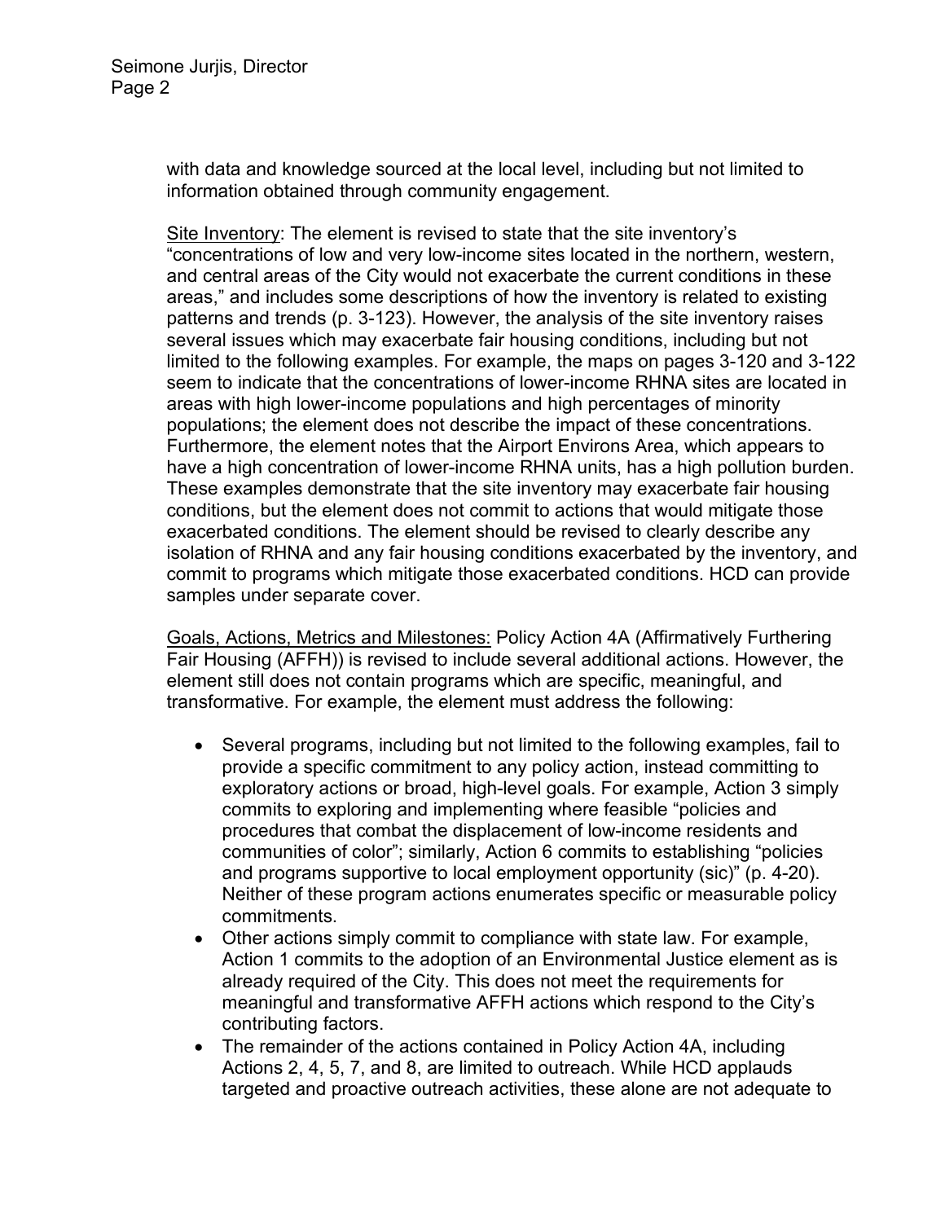with data and knowledge sourced at the local level, including but not limited to information obtained through community engagement.

Site Inventory: The element is revised to state that the site inventory's "concentrations of low and very low-income sites located in the northern, western, and central areas of the City would not exacerbate the current conditions in these areas," and includes some descriptions of how the inventory is related to existing patterns and trends (p. 3-123). However, the analysis of the site inventory raises several issues which may exacerbate fair housing conditions, including but not limited to the following examples. For example, the maps on pages 3-120 and 3-122 seem to indicate that the concentrations of lower-income RHNA sites are located in areas with high lower-income populations and high percentages of minority populations; the element does not describe the impact of these concentrations. Furthermore, the element notes that the Airport Environs Area, which appears to have a high concentration of lower-income RHNA units, has a high pollution burden. These examples demonstrate that the site inventory may exacerbate fair housing conditions, but the element does not commit to actions that would mitigate those exacerbated conditions. The element should be revised to clearly describe any isolation of RHNA and any fair housing conditions exacerbated by the inventory, and commit to programs which mitigate those exacerbated conditions. HCD can provide samples under separate cover.

Goals, Actions, Metrics and Milestones: Policy Action 4A (Affirmatively Furthering Fair Housing (AFFH)) is revised to include several additional actions. However, the element still does not contain programs which are specific, meaningful, and transformative. For example, the element must address the following:

- Several programs, including but not limited to the following examples, fail to provide a specific commitment to any policy action, instead committing to exploratory actions or broad, high-level goals. For example, Action 3 simply commits to exploring and implementing where feasible "policies and procedures that combat the displacement of low-income residents and communities of color"; similarly, Action 6 commits to establishing "policies and programs supportive to local employment opportunity (sic)" (p. 4-20). Neither of these program actions enumerates specific or measurable policy commitments.
- Other actions simply commit to compliance with state law. For example, Action 1 commits to the adoption of an Environmental Justice element as is already required of the City. This does not meet the requirements for meaningful and transformative AFFH actions which respond to the City's contributing factors.
- The remainder of the actions contained in Policy Action 4A, including Actions 2, 4, 5, 7, and 8, are limited to outreach. While HCD applauds targeted and proactive outreach activities, these alone are not adequate to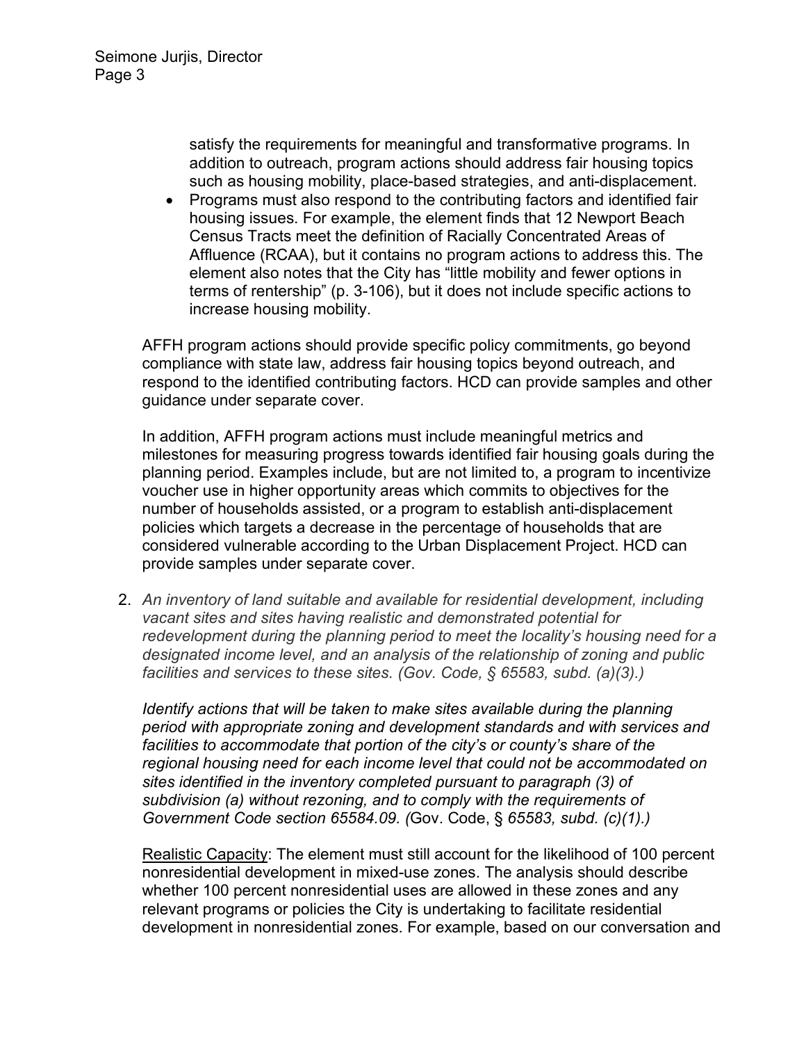satisfy the requirements for meaningful and transformative programs. In addition to outreach, program actions should address fair housing topics such as housing mobility, place-based strategies, and anti-displacement.

- Programs must also respond to the contributing factors and identified fair housing issues. For example, the element finds that 12 Newport Beach Census Tracts meet the definition of Racially Concentrated Areas of Affluence (RCAA), but it contains no program actions to address this. The element also notes that the City has "little mobility and fewer options in terms of rentership" (p. 3-106), but it does not include specific actions to increase housing mobility.

AFFH program actions should provide specific policy commitments, go beyond compliance with state law, address fair housing topics beyond outreach, and respond to the identified contributing factors. HCD can provide samples and other guidance under separate cover.

In addition, AFFH program actions must include meaningful metrics and milestones for measuring progress towards identified fair housing goals during the planning period. Examples include, but are not limited to, a program to incentivize voucher use in higher opportunity areas which commits to objectives for the number of households assisted, or a program to establish anti-displacement policies which targets a decrease in the percentage of households that are considered vulnerable according to the Urban Displacement Project. HCD can provide samples under separate cover.

2. *An inventory of land suitable and available for residential development, including vacant sites and sites having realistic and demonstrated potential for redevelopment during the planning period to meet the locality's housing need for a designated income level, and an analysis of the relationship of zoning and public facilities and services to these sites. (Gov. Code, § 65583, subd. (a)(3).)*

   *Identify actions that will be taken to make sites available during the planning period with appropriate zoning and development standards and with services and facilities to accommodate that portion of the city's or county's share of the regional housing need for each income level that could not be accommodated on sites identified in the inventory completed pursuant to paragraph (3) of subdivision (a) without rezoning, and to comply with the requirements of Government Code section 65584.09. (*Gov. Code, § *65583, subd. (c)(1).)*

   Realistic Capacity: The element must still account for the likelihood of 100 percent nonresidential development in mixed-use zones. The analysis should describe whether 100 percent nonresidential uses are allowed in these zones and any relevant programs or policies the City is undertaking to facilitate residential development in nonresidential zones. For example, based on our conversation and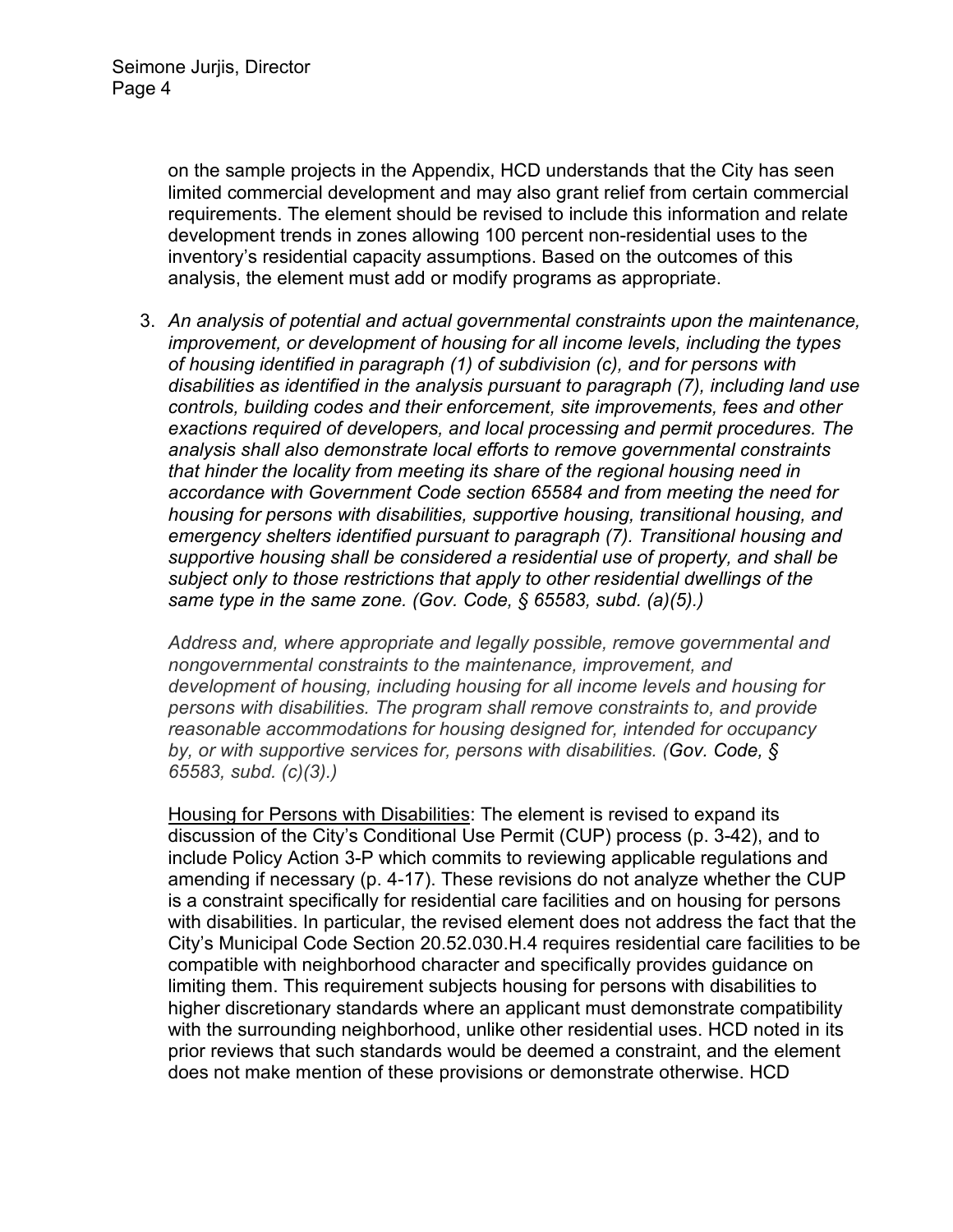on the sample projects in the Appendix, HCD understands that the City has seen limited commercial development and may also grant relief from certain commercial requirements. The element should be revised to include this information and relate development trends in zones allowing 100 percent non-residential uses to the inventory's residential capacity assumptions. Based on the outcomes of this analysis, the element must add or modify programs as appropriate.

3. *An analysis of potential and actual governmental constraints upon the maintenance, improvement, or development of housing for all income levels, including the types of housing identified in paragraph (1) of subdivision (c), and for persons with disabilities as identified in the analysis pursuant to paragraph (7), including land use controls, building codes and their enforcement, site improvements, fees and other exactions required of developers, and local processing and permit procedures. The analysis shall also demonstrate local efforts to remove governmental constraints that hinder the locality from meeting its share of the regional housing need in accordance with Government Code section 65584 and from meeting the need for housing for persons with disabilities, supportive housing, transitional housing, and emergency shelters identified pursuant to paragraph (7). Transitional housing and supportive housing shall be considered a residential use of property, and shall be subject only to those restrictions that apply to other residential dwellings of the same type in the same zone. (Gov. Code, § 65583, subd. (a)(5).)*

   *Address and, where appropriate and legally possible, remove governmental and nongovernmental constraints to the maintenance, improvement, and development of housing, including housing for all income levels and housing for persons with disabilities. The program shall remove constraints to, and provide reasonable accommodations for housing designed for, intended for occupancy by, or with supportive services for, persons with disabilities. (Gov. Code, § 65583, subd. (c)(3).)*

   Housing for Persons with Disabilities: The element is revised to expand its discussion of the City's Conditional Use Permit (CUP) process (p. 3-42), and to include Policy Action 3-P which commits to reviewing applicable regulations and amending if necessary (p. 4-17). These revisions do not analyze whether the CUP is a constraint specifically for residential care facilities and on housing for persons with disabilities. In particular, the revised element does not address the fact that the City's Municipal Code Section 20.52.030.H.4 requires residential care facilities to be compatible with neighborhood character and specifically provides guidance on limiting them. This requirement subjects housing for persons with disabilities to higher discretionary standards where an applicant must demonstrate compatibility with the surrounding neighborhood, unlike other residential uses. HCD noted in its prior reviews that such standards would be deemed a constraint, and the element does not make mention of these provisions or demonstrate otherwise. HCD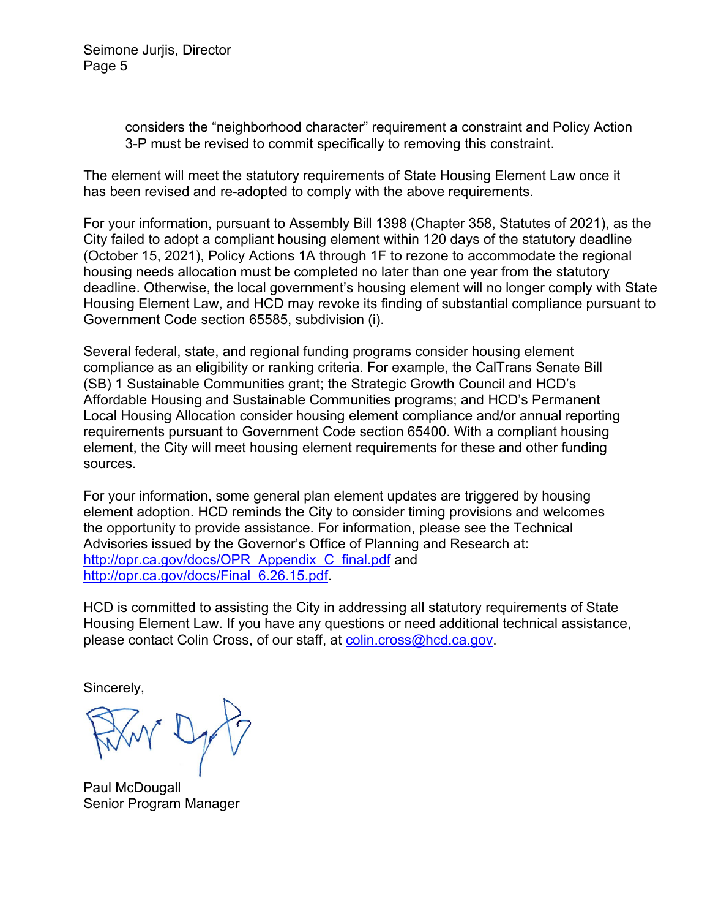considers the "neighborhood character" requirement a constraint and Policy Action 3-P must be revised to commit specifically to removing this constraint.

The element will meet the statutory requirements of State Housing Element Law once it has been revised and re-adopted to comply with the above requirements.

For your information, pursuant to Assembly Bill 1398 (Chapter 358, Statutes of 2021), as the City failed to adopt a compliant housing element within 120 days of the statutory deadline (October 15, 2021), Policy Actions 1A through 1F to rezone to accommodate the regional housing needs allocation must be completed no later than one year from the statutory deadline. Otherwise, the local government's housing element will no longer comply with State Housing Element Law, and HCD may revoke its finding of substantial compliance pursuant to Government Code section 65585, subdivision (i).

Several federal, state, and regional funding programs consider housing element compliance as an eligibility or ranking criteria. For example, the CalTrans Senate Bill (SB) 1 Sustainable Communities grant; the Strategic Growth Council and HCD's Affordable Housing and Sustainable Communities programs; and HCD's Permanent Local Housing Allocation consider housing element compliance and/or annual reporting requirements pursuant to Government Code section 65400. With a compliant housing element, the City will meet housing element requirements for these and other funding sources.

For your information, some general plan element updates are triggered by housing element adoption. HCD reminds the City to consider timing provisions and welcomes the opportunity to provide assistance. For information, please see the Technical Advisories issued by the Governor's Office of Planning and Research at: [http://opr.ca.gov/docs/OPR_Appendix_C_final.pdf](http://opr.ca.gov/docs/OPR_Appendix_C_final.pdf) and [http://opr.ca.gov/docs/Final_6.26.15.pdf](http://opr.ca.gov/docs/Final_6.26.15.pdf).

HCD is committed to assisting the City in addressing all statutory requirements of State Housing Element Law. If you have any questions or need additional technical assistance, please contact Colin Cross, of our staff, at [colin.cross@hcd.ca.gov](mailto:colin.cross@hcd.ca.gov).

Sincerely,

Paul McDougall
Senior Program Manager